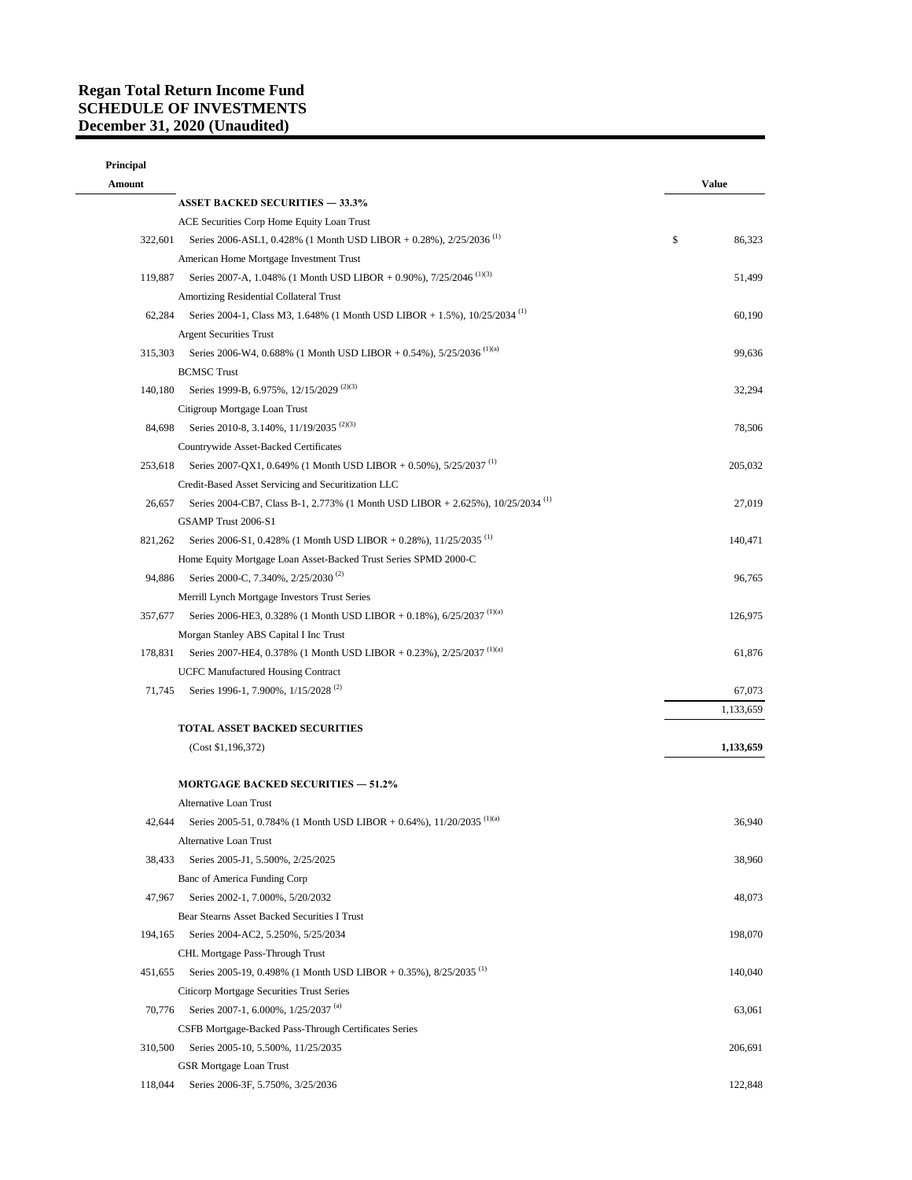# Regan Total Return Income Fund
# SCHEDULE OF INVESTMENTS
# December 31, 2020 (Unaudited)

| Principal Amount | | Value |
|---|---|---|
| | **ASSET BACKED SECURITIES — 33.3%** | |
| | ACE Securities Corp Home Equity Loan Trust | |
| 322,601 | Series 2006-ASL1, 0.428% (1 Month USD LIBOR + 0.28%), 2/25/2036 (1) | $ 86,323 |
| | American Home Mortgage Investment Trust | |
| 119,887 | Series 2007-A, 1.048% (1 Month USD LIBOR + 0.90%), 7/25/2046 (1)(3) | 51,499 |
| | Amortizing Residential Collateral Trust | |
| 62,284 | Series 2004-1, Class M3, 1.648% (1 Month USD LIBOR + 1.5%), 10/25/2034 (1) | 60,190 |
| | Argent Securities Trust | |
| 315,303 | Series 2006-W4, 0.688% (1 Month USD LIBOR + 0.54%), 5/25/2036 (1)(a) | 99,636 |
| | BCMSC Trust | |
| 140,180 | Series 1999-B, 6.975%, 12/15/2029 (2)(3) | 32,294 |
| | Citigroup Mortgage Loan Trust | |
| 84,698 | Series 2010-8, 3.140%, 11/19/2035 (2)(3) | 78,506 |
| | Countrywide Asset-Backed Certificates | |
| 253,618 | Series 2007-QX1, 0.649% (1 Month USD LIBOR + 0.50%), 5/25/2037 (1) | 205,032 |
| | Credit-Based Asset Servicing and Securitization LLC | |
| 26,657 | Series 2004-CB7, Class B-1, 2.773% (1 Month USD LIBOR + 2.625%), 10/25/2034 (1) | 27,019 |
| | GSAMP Trust 2006-S1 | |
| 821,262 | Series 2006-S1, 0.428% (1 Month USD LIBOR + 0.28%), 11/25/2035 (1) | 140,471 |
| | Home Equity Mortgage Loan Asset-Backed Trust Series SPMD 2000-C | |
| 94,886 | Series 2000-C, 7.340%, 2/25/2030 (2) | 96,765 |
| | Merrill Lynch Mortgage Investors Trust Series | |
| 357,677 | Series 2006-HE3, 0.328% (1 Month USD LIBOR + 0.18%), 6/25/2037 (1)(a) | 126,975 |
| | Morgan Stanley ABS Capital I Inc Trust | |
| 178,831 | Series 2007-HE4, 0.378% (1 Month USD LIBOR + 0.23%), 2/25/2037 (1)(a) | 61,876 |
| | UCFC Manufactured Housing Contract | |
| 71,745 | Series 1996-1, 7.900%, 1/15/2028 (2) | 67,073 |
| | | 1,133,659 |
| | **TOTAL ASSET BACKED SECURITIES** | |
| | (Cost $1,196,372) | **1,133,659** |
| | **MORTGAGE BACKED SECURITIES — 51.2%** | |
| | Alternative Loan Trust | |
| 42,644 | Series 2005-51, 0.784% (1 Month USD LIBOR + 0.64%), 11/20/2035 (1)(a) | 36,940 |
| | Alternative Loan Trust | |
| 38,433 | Series 2005-J1, 5.500%, 2/25/2025 | 38,960 |
| | Banc of America Funding Corp | |
| 47,967 | Series 2002-1, 7.000%, 5/20/2032 | 48,073 |
| | Bear Stearns Asset Backed Securities I Trust | |
| 194,165 | Series 2004-AC2, 5.250%, 5/25/2034 | 198,070 |
| | CHL Mortgage Pass-Through Trust | |
| 451,655 | Series 2005-19, 0.498% (1 Month USD LIBOR + 0.35%), 8/25/2035 (1) | 140,040 |
| | Citicorp Mortgage Securities Trust Series | |
| 70,776 | Series 2007-1, 6.000%, 1/25/2037 (a) | 63,061 |
| | CSFB Mortgage-Backed Pass-Through Certificates Series | |
| 310,500 | Series 2005-10, 5.500%, 11/25/2035 | 206,691 |
| | GSR Mortgage Loan Trust | |
| 118,044 | Series 2006-3F, 5.750%, 3/25/2036 | 122,848 |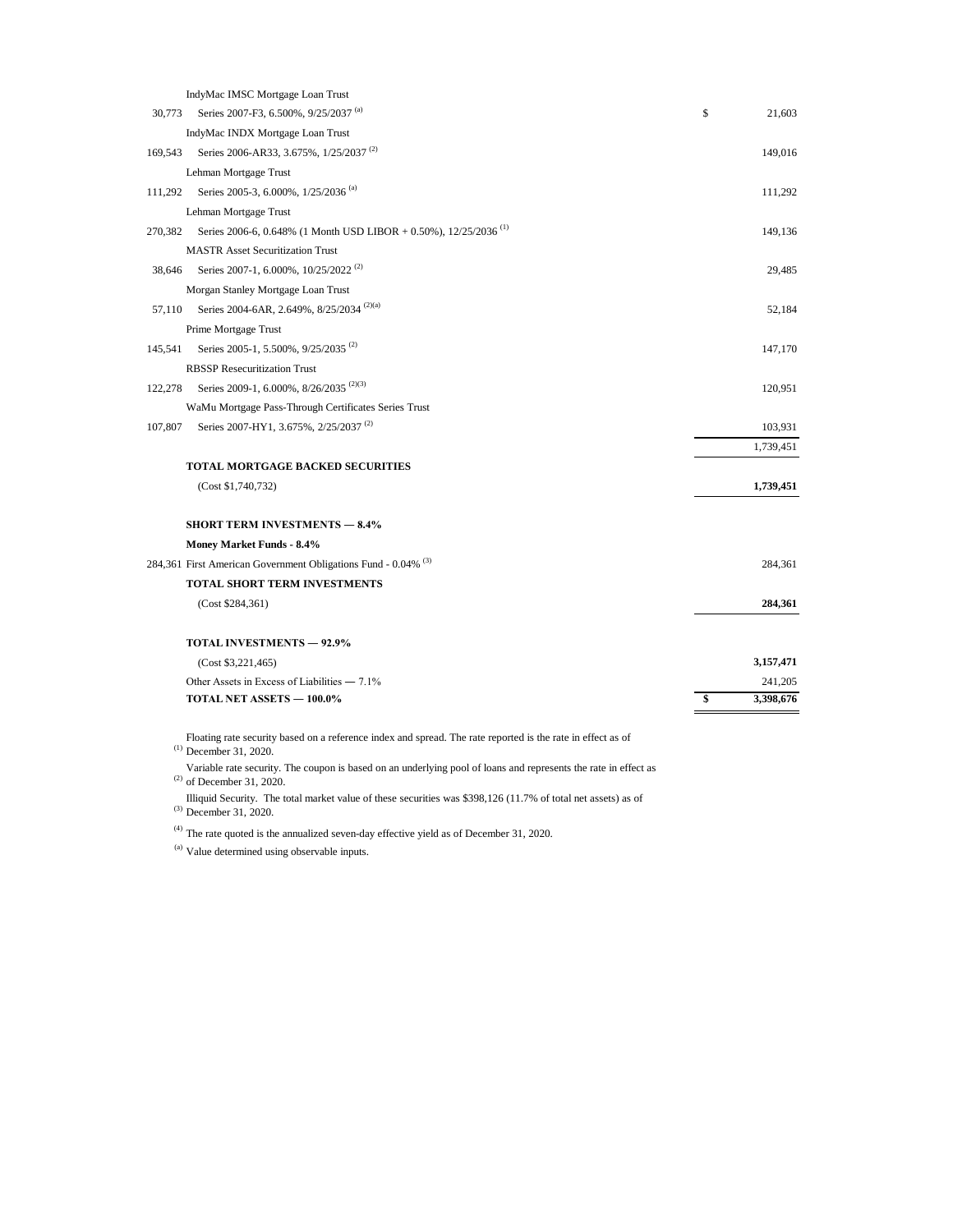| Principal Amount | Security | | Value |
|---|---|---|---|
| | IndyMac IMSC Mortgage Loan Trust | | |
| 30,773 | Series 2007-F3, 6.500%, 9/25/2037 [(a)] | $ | 21,603 |
| | IndyMac INDX Mortgage Loan Trust | | |
| 169,543 | Series 2006-AR33, 3.675%, 1/25/2037 [(2)] | | 149,016 |
| | Lehman Mortgage Trust | | |
| 111,292 | Series 2005-3, 6.000%, 1/25/2036 [(a)] | | 111,292 |
| | Lehman Mortgage Trust | | |
| 270,382 | Series 2006-6, 0.648% (1 Month USD LIBOR + 0.50%), 12/25/2036 [(1)] | | 149,136 |
| | MASTR Asset Securitization Trust | | |
| 38,646 | Series 2007-1, 6.000%, 10/25/2022 [(2)] | | 29,485 |
| | Morgan Stanley Mortgage Loan Trust | | |
| 57,110 | Series 2004-6AR, 2.649%, 8/25/2034 [(2)(a)] | | 52,184 |
| | Prime Mortgage Trust | | |
| 145,541 | Series 2005-1, 5.500%, 9/25/2035 [(2)] | | 147,170 |
| | RBSSP Resecuritization Trust | | |
| 122,278 | Series 2009-1, 6.000%, 8/26/2035 [(2)(3)] | | 120,951 |
| | WaMu Mortgage Pass-Through Certificates Series Trust | | |
| 107,807 | Series 2007-HY1, 3.675%, 2/25/2037 [(2)] | | 103,931 |
| | | | 1,739,451 |
| | **TOTAL MORTGAGE BACKED SECURITIES** | | |
| | (Cost $1,740,732) | | **1,739,451** |
| | | | |
| | **SHORT TERM INVESTMENTS — 8.4%** | | |
| | **Money Market Funds - 8.4%** | | |
| 284,361 | First American Government Obligations Fund - 0.04% [(3)] | | 284,361 |
| | **TOTAL SHORT TERM INVESTMENTS** | | |
| | (Cost $284,361) | | **284,361** |
| | | | |
| | **TOTAL INVESTMENTS — 92.9%** | | |
| | (Cost $3,221,465) | | **3,157,471** |
| | Other Assets in Excess of Liabilities — 7.1% | | 241,205 |
| | **TOTAL NET ASSETS — 100.0%** | **$** | **3,398,676** |

(1) Floating rate security based on a reference index and spread. The rate reported is the rate in effect as of December 31, 2020.

(2) Variable rate security. The coupon is based on an underlying pool of loans and represents the rate in effect as of December 31, 2020.

(3) Illiquid Security. The total market value of these securities was $398,126 (11.7% of total net assets) as of December 31, 2020.

(4) The rate quoted is the annualized seven-day effective yield as of December 31, 2020.

(a) Value determined using observable inputs.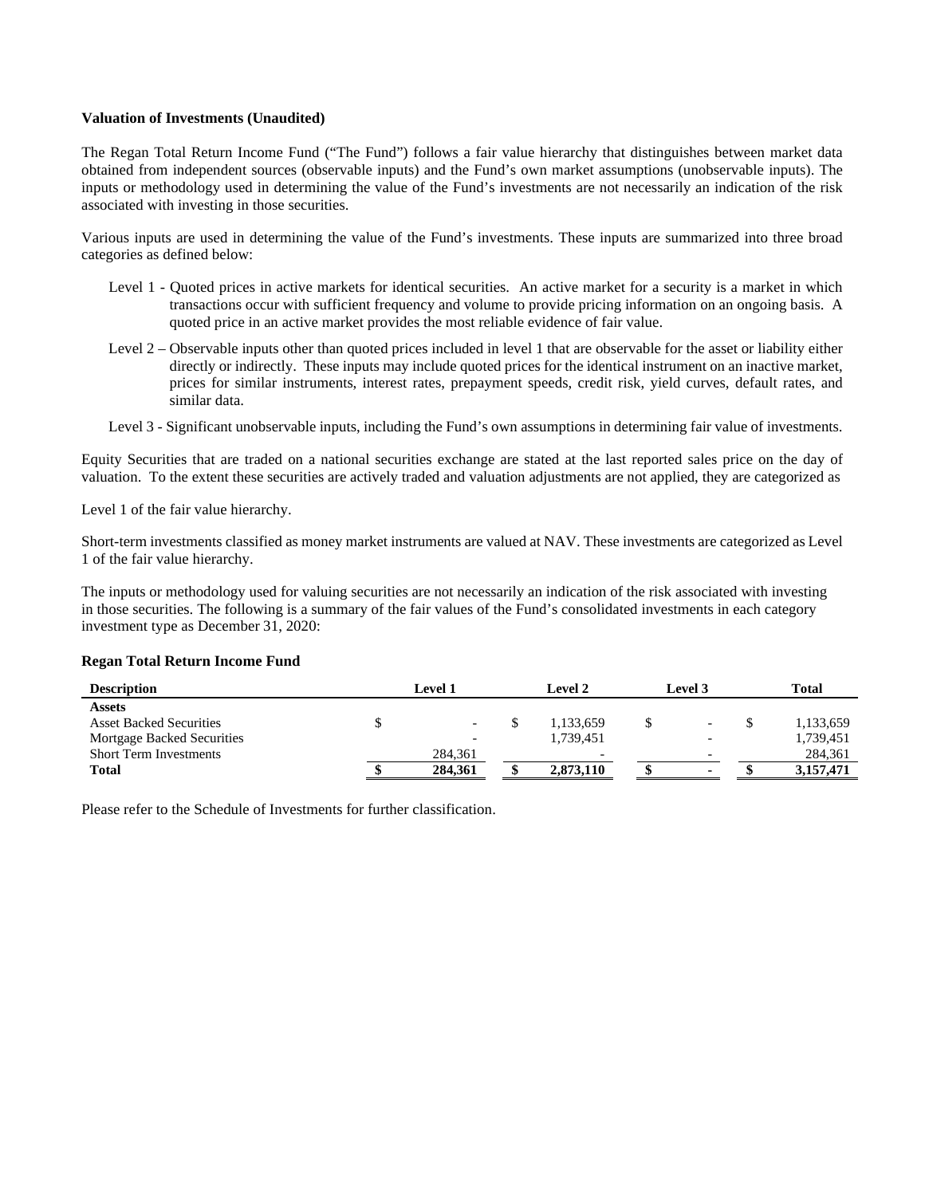**Valuation of Investments (Unaudited)**

The Regan Total Return Income Fund ("The Fund") follows a fair value hierarchy that distinguishes between market data obtained from independent sources (observable inputs) and the Fund's own market assumptions (unobservable inputs). The inputs or methodology used in determining the value of the Fund's investments are not necessarily an indication of the risk associated with investing in those securities.

Various inputs are used in determining the value of the Fund's investments. These inputs are summarized into three broad categories as defined below:

Level 1 - Quoted prices in active markets for identical securities. An active market for a security is a market in which transactions occur with sufficient frequency and volume to provide pricing information on an ongoing basis. A quoted price in an active market provides the most reliable evidence of fair value.

Level 2 – Observable inputs other than quoted prices included in level 1 that are observable for the asset or liability either directly or indirectly. These inputs may include quoted prices for the identical instrument on an inactive market, prices for similar instruments, interest rates, prepayment speeds, credit risk, yield curves, default rates, and similar data.

Level 3 - Significant unobservable inputs, including the Fund's own assumptions in determining fair value of investments.

Equity Securities that are traded on a national securities exchange are stated at the last reported sales price on the day of valuation. To the extent these securities are actively traded and valuation adjustments are not applied, they are categorized as

Level 1 of the fair value hierarchy.

Short-term investments classified as money market instruments are valued at NAV. These investments are categorized as Level 1 of the fair value hierarchy.

The inputs or methodology used for valuing securities are not necessarily an indication of the risk associated with investing in those securities. The following is a summary of the fair values of the Fund's consolidated investments in each category investment type as December 31, 2020:

**Regan Total Return Income Fund**

| Description | Level 1 | Level 2 | Level 3 | Total |
|---|---|---|---|---|
| **Assets** | | | | |
| Asset Backed Securities | $ - | $ 1,133,659 | $ - | $ 1,133,659 |
| Mortgage Backed Securities | - | 1,739,451 | - | 1,739,451 |
| Short Term Investments | 284,361 | - | - | 284,361 |
| **Total** | **$ 284,361** | **$ 2,873,110** | **$ -** | **$ 3,157,471** |

Please refer to the Schedule of Investments for further classification.